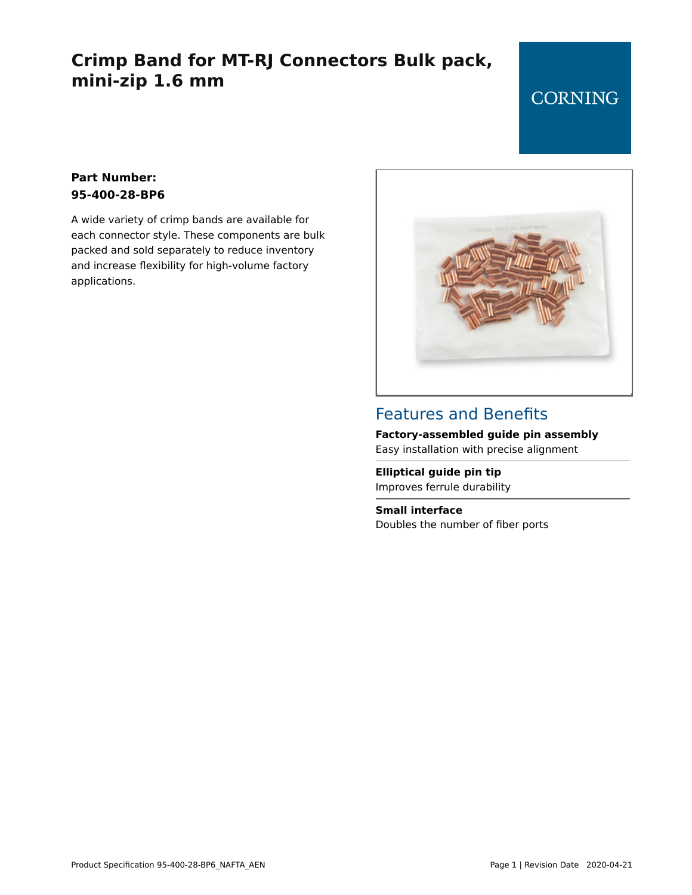# Crimp Band for MT-RJ Connectors Bulk pack, mini-zip 1.6 mm

CORNING

**Part Number:**
**95-400-28-BP6**

A wide variety of crimp bands are available for each connector style. These components are bulk packed and sold separately to reduce inventory and increase flexibility for high-volume factory applications.

## Features and Benefits

**Factory-assembled guide pin assembly**
Easy installation with precise alignment

**Elliptical guide pin tip**
Improves ferrule durability

**Small interface**
Doubles the number of fiber ports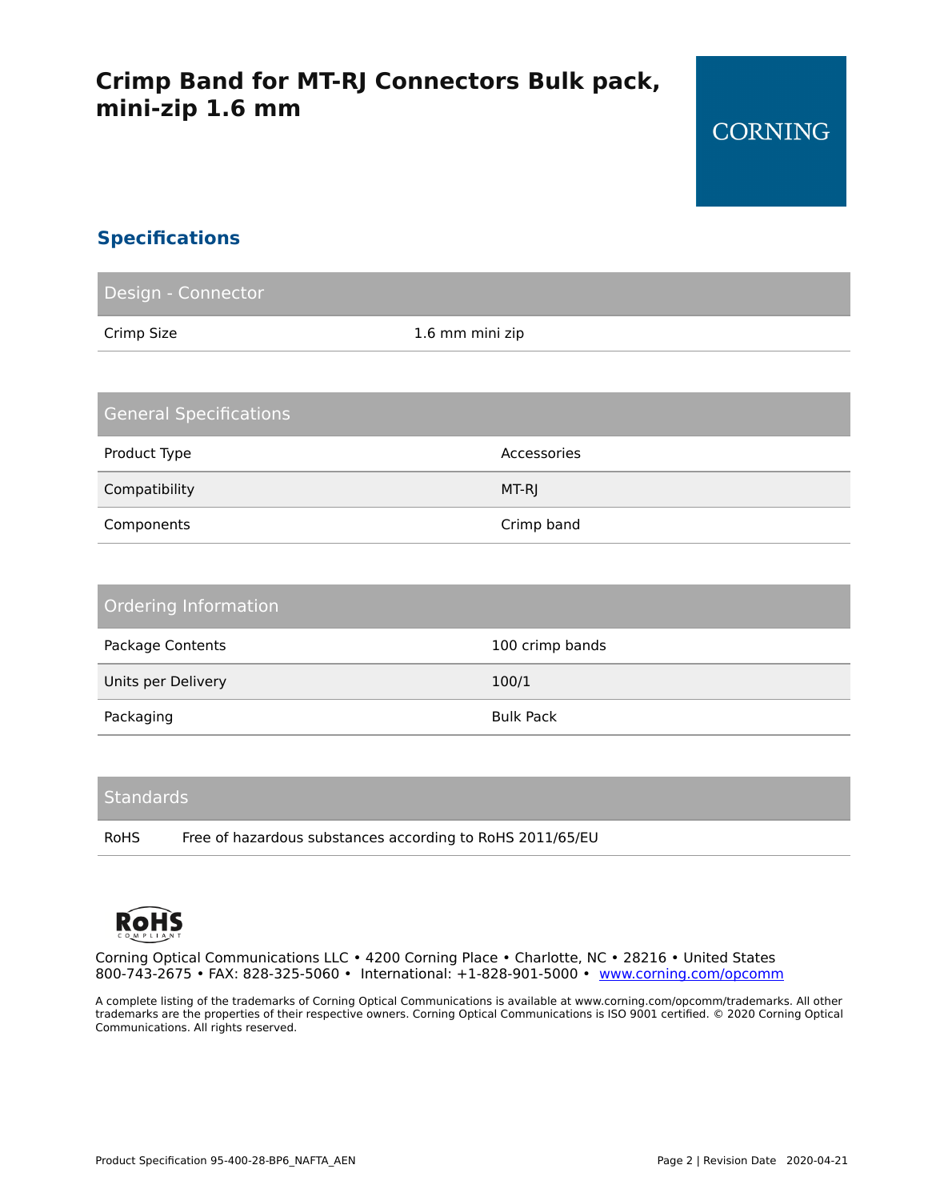# Crimp Band for MT-RJ Connectors Bulk pack, mini-zip 1.6 mm

CORNING

## Specifications

| Design - Connector | |
|---|---|
| Crimp Size | 1.6 mm mini zip |

| General Specifications | |
|---|---|
| Product Type | Accessories |
| Compatibility | MT-RJ |
| Components | Crimp band |

| Ordering Information | |
|---|---|
| Package Contents | 100 crimp bands |
| Units per Delivery | 100/1 |
| Packaging | Bulk Pack |

| Standards | |
|---|---|
| RoHS | Free of hazardous substances according to RoHS 2011/65/EU |

RoHS COMPLIANT

Corning Optical Communications LLC • 4200 Corning Place • Charlotte, NC • 28216 • United States
800-743-2675 • FAX: 828-325-5060 • International: +1-828-901-5000 • www.corning.com/opcomm

A complete listing of the trademarks of Corning Optical Communications is available at www.corning.com/opcomm/trademarks. All other trademarks are the properties of their respective owners. Corning Optical Communications is ISO 9001 certified. © 2020 Corning Optical Communications. All rights reserved.

Product Specification 95-400-28-BP6_NAFTA_AEN

Revision Date 2020-04-21